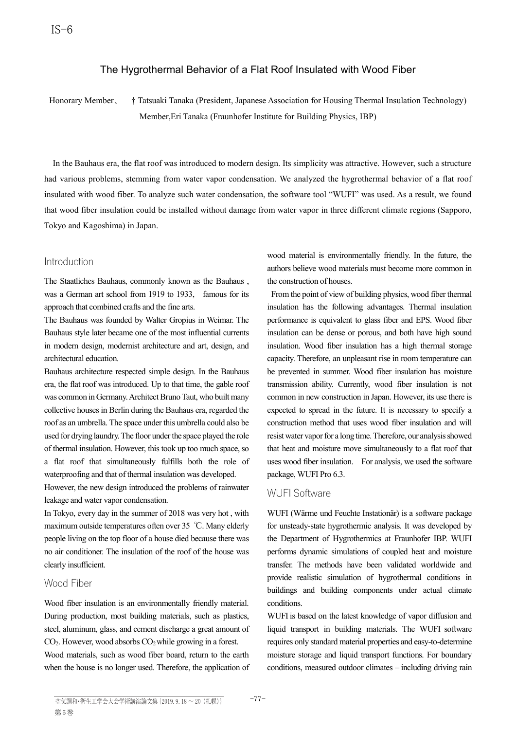IS-6

# The Hygrothermal Behavior of a Flat Roof Insulated with Wood Fiber

Honorary Member、 † Tatsuaki Tanaka (President, Japanese Association for Housing Thermal Insulation Technology)
Member,Eri Tanaka (Fraunhofer Institute for Building Physics, IBP)

In the Bauhaus era, the flat roof was introduced to modern design. Its simplicity was attractive. However, such a structure had various problems, stemming from water vapor condensation. We analyzed the hygrothermal behavior of a flat roof insulated with wood fiber. To analyze such water condensation, the software tool "WUFI" was used. As a result, we found that wood fiber insulation could be installed without damage from water vapor in three different climate regions (Sapporo, Tokyo and Kagoshima) in Japan.

## Introduction

The Staatliches Bauhaus, commonly known as the Bauhaus , was a German art school from 1919 to 1933, famous for its approach that combined crafts and the fine arts.

The Bauhaus was founded by Walter Gropius in Weimar. The Bauhaus style later became one of the most influential currents in modern design, modernist architecture and art, design, and architectural education.

Bauhaus architecture respected simple design. In the Bauhaus era, the flat roof was introduced. Up to that time, the gable roof was common in Germany. Architect Bruno Taut, who built many collective houses in Berlin during the Bauhaus era, regarded the roof as an umbrella. The space under this umbrella could also be used for drying laundry. The floor under the space played the role of thermal insulation. However, this took up too much space, so a flat roof that simultaneously fulfills both the role of waterproofing and that of thermal insulation was developed.

However, the new design introduced the problems of rainwater leakage and water vapor condensation.

In Tokyo, every day in the summer of 2018 was very hot , with maximum outside temperatures often over 35 ℃. Many elderly people living on the top floor of a house died because there was no air conditioner. The insulation of the roof of the house was clearly insufficient.

## Wood Fiber

Wood fiber insulation is an environmentally friendly material. During production, most building materials, such as plastics, steel, aluminum, glass, and cement discharge a great amount of $CO_2$. However, wood absorbs $CO_2$ while growing in a forest.

Wood materials, such as wood fiber board, return to the earth when the house is no longer used. Therefore, the application of wood material is environmentally friendly. In the future, the authors believe wood materials must become more common in the construction of houses.

From the point of view of building physics, wood fiber thermal insulation has the following advantages. Thermal insulation performance is equivalent to glass fiber and EPS. Wood fiber insulation can be dense or porous, and both have high sound insulation. Wood fiber insulation has a high thermal storage capacity. Therefore, an unpleasant rise in room temperature can be prevented in summer. Wood fiber insulation has moisture transmission ability. Currently, wood fiber insulation is not common in new construction in Japan. However, its use there is expected to spread in the future. It is necessary to specify a construction method that uses wood fiber insulation and will resist water vapor for a long time. Therefore, our analysis showed that heat and moisture move simultaneously to a flat roof that uses wood fiber insulation. For analysis, we used the software package, WUFI Pro 6.3.

## WUFI Software

WUFI (Wärme und Feuchte Instationär) is a software package for unsteady-state hygrothermic analysis. It was developed by the Department of Hygrothermics at Fraunhofer IBP. WUFI performs dynamic simulations of coupled heat and moisture transfer. The methods have been validated worldwide and provide realistic simulation of hygrothermal conditions in buildings and building components under actual climate conditions.

WUFI is based on the latest knowledge of vapor diffusion and liquid transport in building materials. The WUFI software requires only standard material properties and easy-to-determine moisture storage and liquid transport functions. For boundary conditions, measured outdoor climates – including driving rain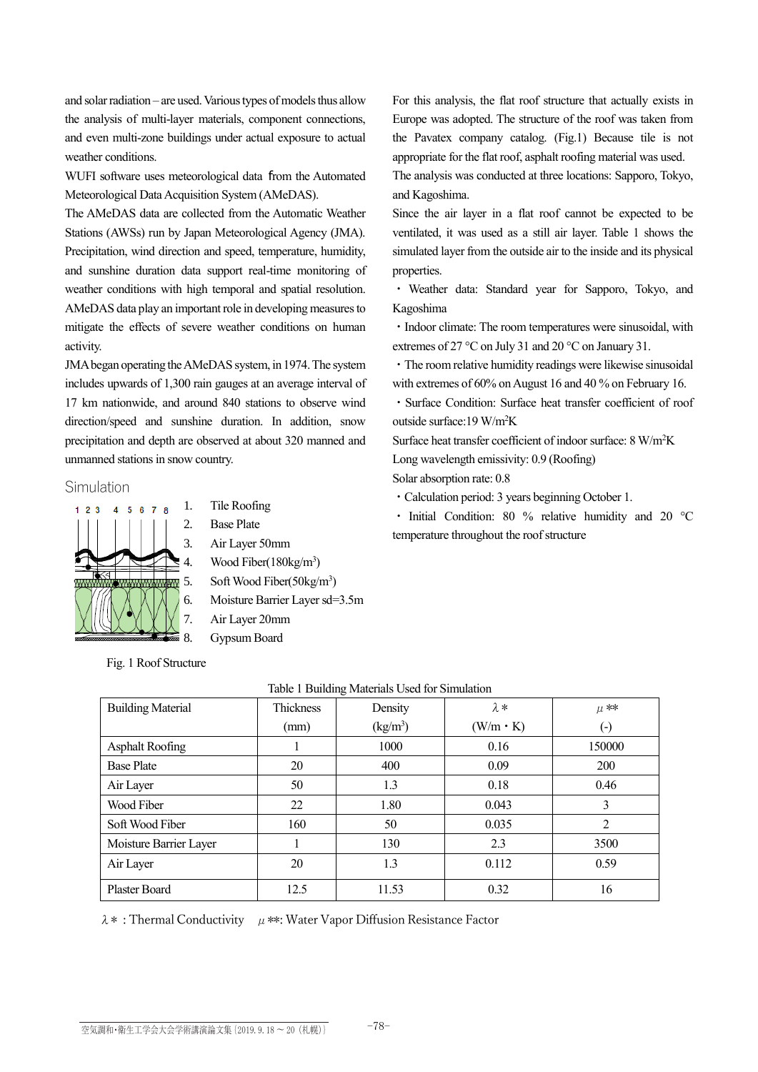and solar radiation – are used. Various types of models thus allow the analysis of multi-layer materials, component connections, and even multi-zone buildings under actual exposure to actual weather conditions.

WUFI software uses meteorological data from the Automated Meteorological Data Acquisition System (AMeDAS).

The AMeDAS data are collected from the Automatic Weather Stations (AWSs) run by Japan Meteorological Agency (JMA). Precipitation, wind direction and speed, temperature, humidity, and sunshine duration data support real-time monitoring of weather conditions with high temporal and spatial resolution. AMeDAS data play an important role in developing measures to mitigate the effects of severe weather conditions on human activity.

JMA began operating the AMeDAS system, in 1974. The system includes upwards of 1,300 rain gauges at an average interval of 17 km nationwide, and around 840 stations to observe wind direction/speed and sunshine duration. In addition, snow precipitation and depth are observed at about 320 manned and unmanned stations in snow country.

## Simulation

1. Tile Roofing
2. Base Plate
3. Air Layer 50mm
4. Wood Fiber(180kg/m$^3$)
5. Soft Wood Fiber(50kg/m$^3$)
6. Moisture Barrier Layer sd=3.5m
7. Air Layer 20mm
8. Gypsum Board

Fig. 1 Roof Structure

For this analysis, the flat roof structure that actually exists in Europe was adopted. The structure of the roof was taken from the Pavatex company catalog. (Fig.1) Because tile is not appropriate for the flat roof, asphalt roofing material was used.

The analysis was conducted at three locations: Sapporo, Tokyo, and Kagoshima.

Since the air layer in a flat roof cannot be expected to be ventilated, it was used as a still air layer. Table 1 shows the simulated layer from the outside air to the inside and its physical properties.

・Weather data: Standard year for Sapporo, Tokyo, and Kagoshima

・Indoor climate: The room temperatures were sinusoidal, with extremes of 27 °C on July 31 and 20 °C on January 31.

・The room relative humidity readings were likewise sinusoidal with extremes of 60% on August 16 and 40 % on February 16.

・Surface Condition: Surface heat transfer coefficient of roof outside surface:19 W/m$^2$K

Surface heat transfer coefficient of indoor surface: 8 W/m$^2$K

Long wavelength emissivity: 0.9 (Roofing)

Solar absorption rate: 0.8

・Calculation period: 3 years beginning October 1.

・Initial Condition: 80 % relative humidity and 20 °C temperature throughout the roof structure

Table 1 Building Materials Used for Simulation

| Building Material | Thickness (mm) | Density (kg/m$^3$) | $\lambda$* (W/m・K) | $\mu$** (-) |
|---|---|---|---|---|
| Asphalt Roofing | 1 | 1000 | 0.16 | 150000 |
| Base Plate | 20 | 400 | 0.09 | 200 |
| Air Layer | 50 | 1.3 | 0.18 | 0.46 |
| Wood Fiber | 22 | 1.80 | 0.043 | 3 |
| Soft Wood Fiber | 160 | 50 | 0.035 | 2 |
| Moisture Barrier Layer | 1 | 130 | 2.3 | 3500 |
| Air Layer | 20 | 1.3 | 0.112 | 0.59 |
| Plaster Board | 12.5 | 11.53 | 0.32 | 16 |

$\lambda$* : Thermal Conductivity　$\mu$**: Water Vapor Diffusion Resistance Factor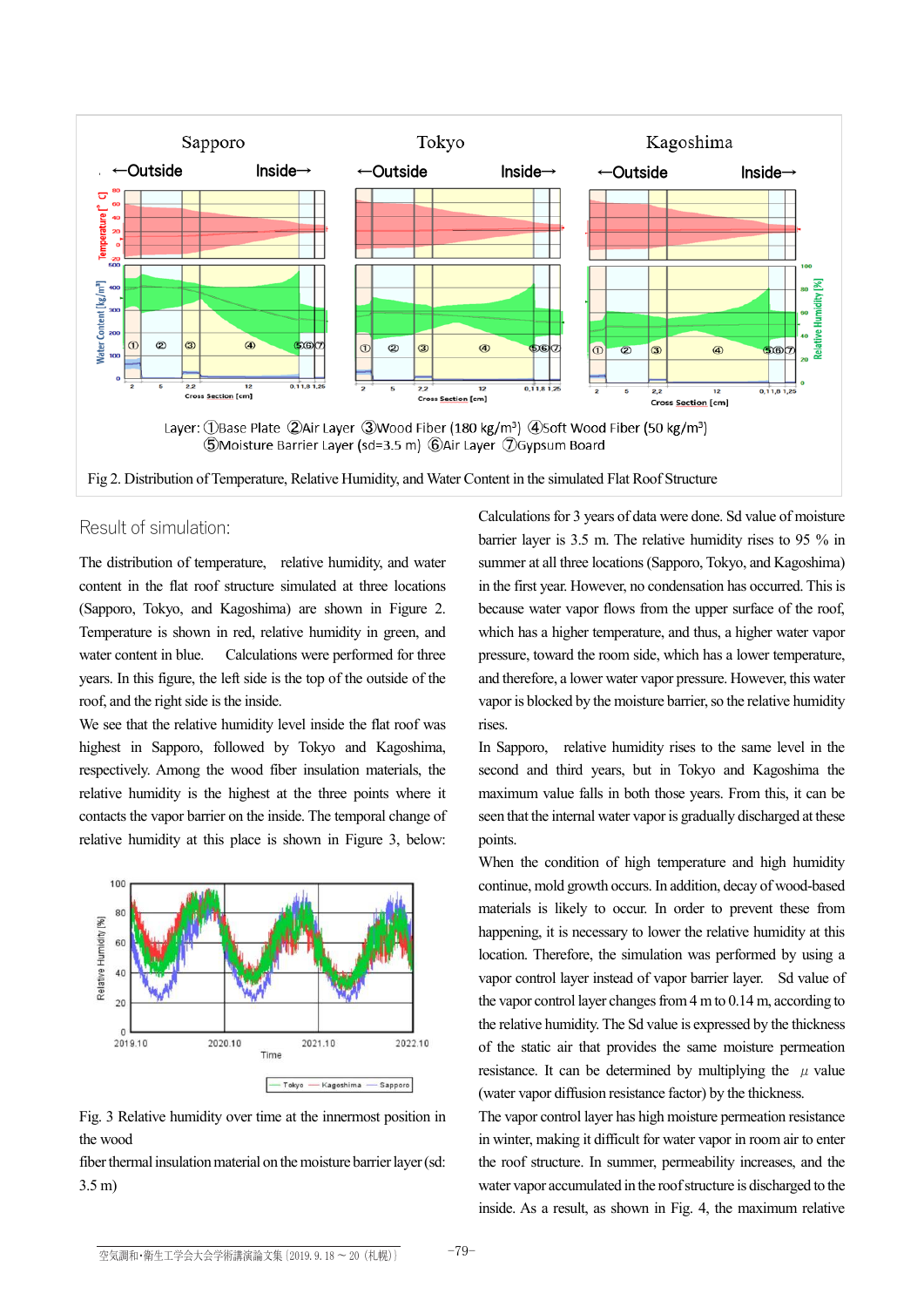Layer: ①Base Plate ②Air Layer ③Wood Fiber (180 kg/m³) ④Soft Wood Fiber (50 kg/m³) ⑤Moisture Barrier Layer (sd=3.5 m) ⑥Air Layer ⑦Gypsum Board

Fig 2. Distribution of Temperature, Relative Humidity, and Water Content in the simulated Flat Roof Structure

## Result of simulation:

The distribution of temperature, relative humidity, and water content in the flat roof structure simulated at three locations (Sapporo, Tokyo, and Kagoshima) are shown in Figure 2. Temperature is shown in red, relative humidity in green, and water content in blue. Calculations were performed for three years. In this figure, the left side is the top of the outside of the roof, and the right side is the inside.

We see that the relative humidity level inside the flat roof was highest in Sapporo, followed by Tokyo and Kagoshima, respectively. Among the wood fiber insulation materials, the relative humidity is the highest at the three points where it contacts the vapor barrier on the inside. The temporal change of relative humidity at this place is shown in Figure 3, below:

Fig. 3 Relative humidity over time at the innermost position in the wood fiber thermal insulation material on the moisture barrier layer (sd: 3.5 m)

Calculations for 3 years of data were done. Sd value of moisture barrier layer is 3.5 m. The relative humidity rises to 95 % in summer at all three locations (Sapporo, Tokyo, and Kagoshima) in the first year. However, no condensation has occurred. This is because water vapor flows from the upper surface of the roof, which has a higher temperature, and thus, a higher water vapor pressure, toward the room side, which has a lower temperature, and therefore, a lower water vapor pressure. However, this water vapor is blocked by the moisture barrier, so the relative humidity rises.

In Sapporo, relative humidity rises to the same level in the second and third years, but in Tokyo and Kagoshima the maximum value falls in both those years. From this, it can be seen that the internal water vapor is gradually discharged at these points.

When the condition of high temperature and high humidity continue, mold growth occurs. In addition, decay of wood-based materials is likely to occur. In order to prevent these from happening, it is necessary to lower the relative humidity at this location. Therefore, the simulation was performed by using a vapor control layer instead of vapor barrier layer. Sd value of the vapor control layer changes from 4 m to 0.14 m, according to the relative humidity. The Sd value is expressed by the thickness of the static air that provides the same moisture permeation resistance. It can be determined by multiplying the $\mu$ value (water vapor diffusion resistance factor) by the thickness.

The vapor control layer has high moisture permeation resistance in winter, making it difficult for water vapor in room air to enter the roof structure. In summer, permeability increases, and the water vapor accumulated in the roof structure is discharged to the inside. As a result, as shown in Fig. 4, the maximum relative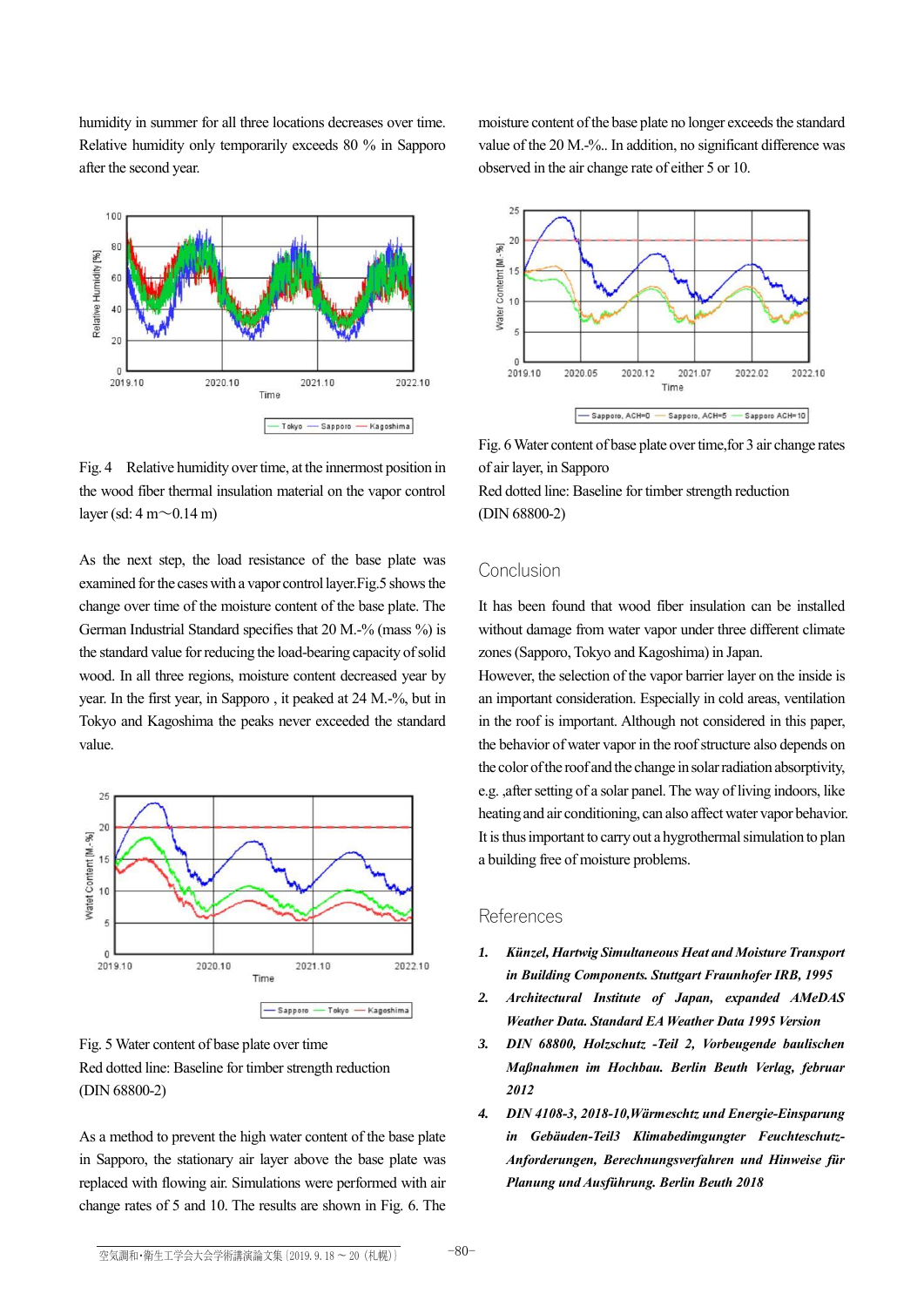humidity in summer for all three locations decreases over time. Relative humidity only temporarily exceeds 80 % in Sapporo after the second year.

100
80
60
40
20
0
Relative Humidity [%]
2019.10
2020.10
2021.10
2022.10
Time
Tokyo
Sapporo
Kagoshima

Fig. 4 Relative humidity over time, at the innermost position in the wood fiber thermal insulation material on the vapor control layer (sd: 4 m～0.14 m)

As the next step, the load resistance of the base plate was examined for the cases with a vapor control layer.Fig.5 shows the change over time of the moisture content of the base plate. The German Industrial Standard specifies that 20 M.-% (mass %) is the standard value for reducing the load-bearing capacity of solid wood. In all three regions, moisture content decreased year by year. In the first year, in Sapporo , it peaked at 24 M.-%, but in Tokyo and Kagoshima the peaks never exceeded the standard value.

25
20
15
10
5
0
Watet Content [M.-%]
2019.10
2020.10
2021.10
2022.10
Time
Sapporo
Tokyo
Kagoshima

Fig. 5 Water content of base plate over time

Red dotted line: Baseline for timber strength reduction (DIN 68800-2)

As a method to prevent the high water content of the base plate in Sapporo, the stationary air layer above the base plate was replaced with flowing air. Simulations were performed with air change rates of 5 and 10. The results are shown in Fig. 6. The moisture content of the base plate no longer exceeds the standard value of the 20 M.-%.. In addition, no significant difference was observed in the air change rate of either 5 or 10.

25
20
15
10
5
0
Water Content [M.-%]
2019.10
2020.05
2020.12
2021.07
2022.02
2022.10
Time
Sapporo, ACH=0
Sapporo, ACH=5
Sapporo ACH=10

Fig. 6 Water content of base plate over time,for 3 air change rates of air layer, in Sapporo

Red dotted line: Baseline for timber strength reduction (DIN 68800-2)

## Conclusion

It has been found that wood fiber insulation can be installed without damage from water vapor under three different climate zones (Sapporo, Tokyo and Kagoshima) in Japan.

However, the selection of the vapor barrier layer on the inside is an important consideration. Especially in cold areas, ventilation in the roof is important. Although not considered in this paper, the behavior of water vapor in the roof structure also depends on the color of the roof and the change in solar radiation absorptivity, e.g. ,after setting of a solar panel. The way of living indoors, like heating and air conditioning, can also affect water vapor behavior. It is thus important to carry out a hygrothermal simulation to plan a building free of moisture problems.

## References

1. ***Künzel, Hartwig Simultaneous Heat and Moisture Transport in Building Components. Stuttgart Fraunhofer IRB, 1995***
2. ***Architectural Institute of Japan, expanded AMeDAS Weather Data. Standard EA Weather Data 1995 Version***
3. ***DIN 68800, Holzschutz -Teil 2, Vorbeugende baulischen Maßnahmen im Hochbau. Berlin Beuth Verlag, februar 2012***
4. ***DIN 4108-3, 2018-10,Wärmeschtz und Energie-Einsparung in Gebäuden-Teil3 Klimabedimgungter Feuchteschutz-Anforderungen, Berechnungsverfahren und Hinweise für Planung und Ausführung. Berlin Beuth 2018***